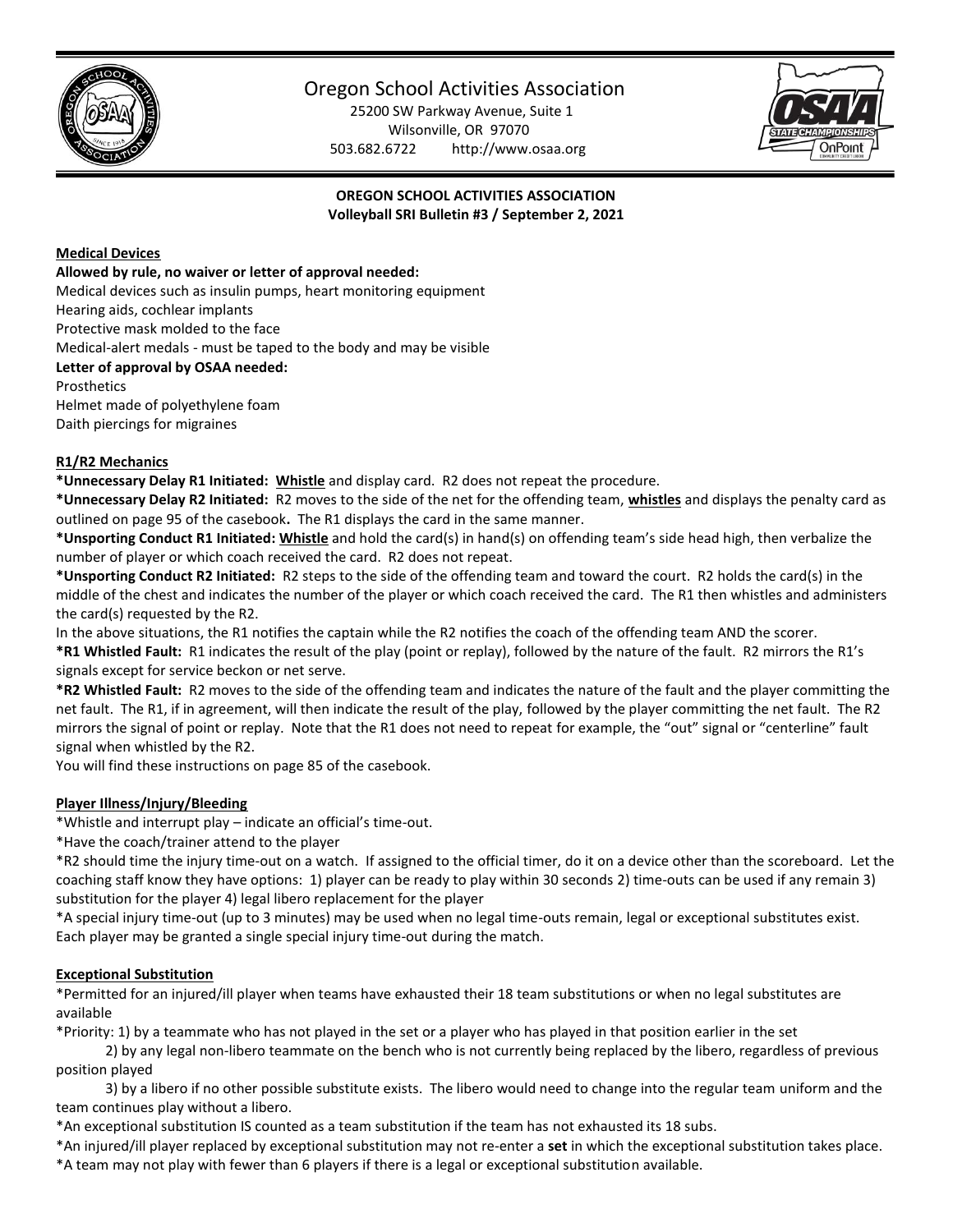# Oregon School Activities Association

25200 SW Parkway Avenue, Suite 1
Wilsonville, OR 97070
503.682.6722 http://www.osaa.org

**OREGON SCHOOL ACTIVITIES ASSOCIATION**
**Volleyball SRI Bulletin #3 / September 2, 2021**

## Medical Devices

**Allowed by rule, no waiver or letter of approval needed:**

Medical devices such as insulin pumps, heart monitoring equipment
Hearing aids, cochlear implants
Protective mask molded to the face
Medical-alert medals - must be taped to the body and may be visible

**Letter of approval by OSAA needed:**

Prosthetics
Helmet made of polyethylene foam
Daith piercings for migraines

## R1/R2 Mechanics

**\*Unnecessary Delay R1 Initiated:** **Whistle** and display card. R2 does not repeat the procedure.

**\*Unnecessary Delay R2 Initiated:** R2 moves to the side of the net for the offending team, **whistles** and displays the penalty card as outlined on page 95 of the casebook**.** The R1 displays the card in the same manner.

**\*Unsporting Conduct R1 Initiated:** **Whistle** and hold the card(s) in hand(s) on offending team's side head high, then verbalize the number of player or which coach received the card. R2 does not repeat.

**\*Unsporting Conduct R2 Initiated:** R2 steps to the side of the offending team and toward the court. R2 holds the card(s) in the middle of the chest and indicates the number of the player or which coach received the card. The R1 then whistles and administers the card(s) requested by the R2.

In the above situations, the R1 notifies the captain while the R2 notifies the coach of the offending team AND the scorer.

**\*R1 Whistled Fault:** R1 indicates the result of the play (point or replay), followed by the nature of the fault. R2 mirrors the R1's signals except for service beckon or net serve.

**\*R2 Whistled Fault:** R2 moves to the side of the offending team and indicates the nature of the fault and the player committing the net fault. The R1, if in agreement, will then indicate the result of the play, followed by the player committing the net fault. The R2 mirrors the signal of point or replay. Note that the R1 does not need to repeat for example, the "out" signal or "centerline" fault signal when whistled by the R2.

You will find these instructions on page 85 of the casebook.

## Player Illness/Injury/Bleeding

\*Whistle and interrupt play – indicate an official's time-out.

\*Have the coach/trainer attend to the player

\*R2 should time the injury time-out on a watch. If assigned to the official timer, do it on a device other than the scoreboard. Let the coaching staff know they have options: 1) player can be ready to play within 30 seconds 2) time-outs can be used if any remain 3) substitution for the player 4) legal libero replacement for the player

\*A special injury time-out (up to 3 minutes) may be used when no legal time-outs remain, legal or exceptional substitutes exist. Each player may be granted a single special injury time-out during the match.

## Exceptional Substitution

\*Permitted for an injured/ill player when teams have exhausted their 18 team substitutions or when no legal substitutes are available

\*Priority: 1) by a teammate who has not played in the set or a player who has played in that position earlier in the set

2) by any legal non-libero teammate on the bench who is not currently being replaced by the libero, regardless of previous position played

3) by a libero if no other possible substitute exists. The libero would need to change into the regular team uniform and the team continues play without a libero.

\*An exceptional substitution IS counted as a team substitution if the team has not exhausted its 18 subs.

\*An injured/ill player replaced by exceptional substitution may not re-enter a **set** in which the exceptional substitution takes place.

\*A team may not play with fewer than 6 players if there is a legal or exceptional substitution available.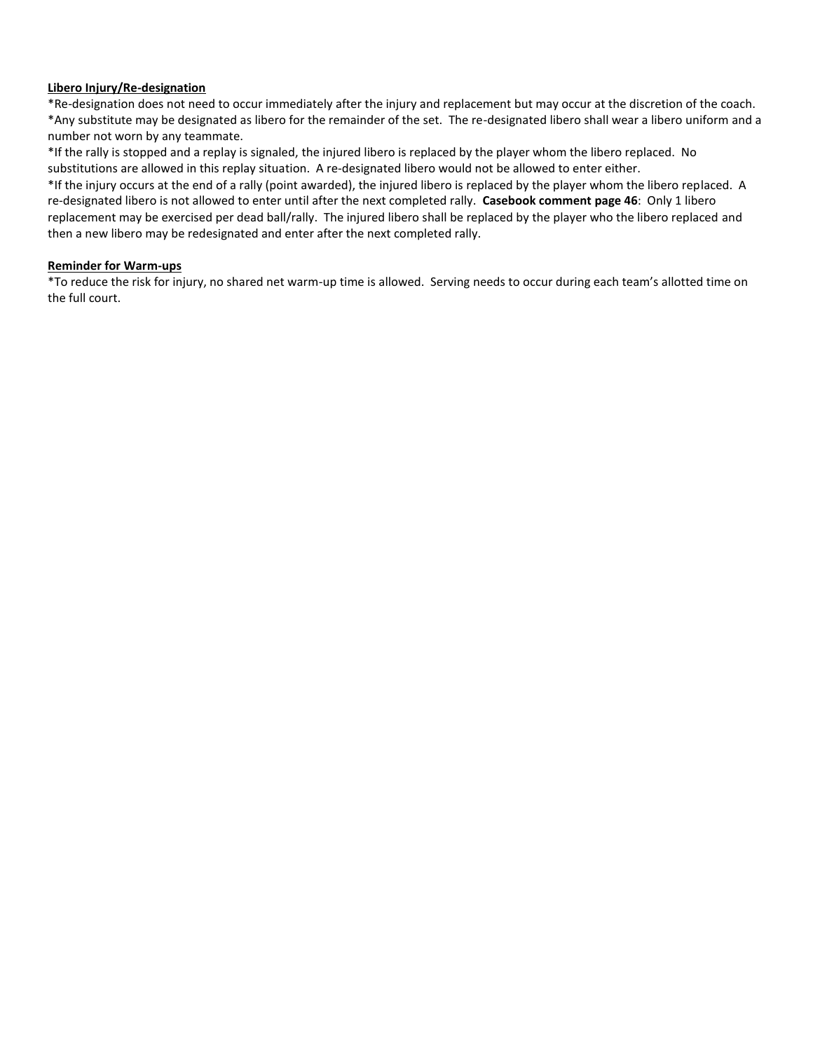**Libero Injury/Re-designation**

*Re-designation does not need to occur immediately after the injury and replacement but may occur at the discretion of the coach.
*Any substitute may be designated as libero for the remainder of the set. The re-designated libero shall wear a libero uniform and a number not worn by any teammate.
*If the rally is stopped and a replay is signaled, the injured libero is replaced by the player whom the libero replaced. No substitutions are allowed in this replay situation. A re-designated libero would not be allowed to enter either.
*If the injury occurs at the end of a rally (point awarded), the injured libero is replaced by the player whom the libero replaced. A re-designated libero is not allowed to enter until after the next completed rally. **Casebook comment page 46**: Only 1 libero replacement may be exercised per dead ball/rally. The injured libero shall be replaced by the player who the libero replaced and then a new libero may be redesignated and enter after the next completed rally.

**Reminder for Warm-ups**

*To reduce the risk for injury, no shared net warm-up time is allowed. Serving needs to occur during each team's allotted time on the full court.